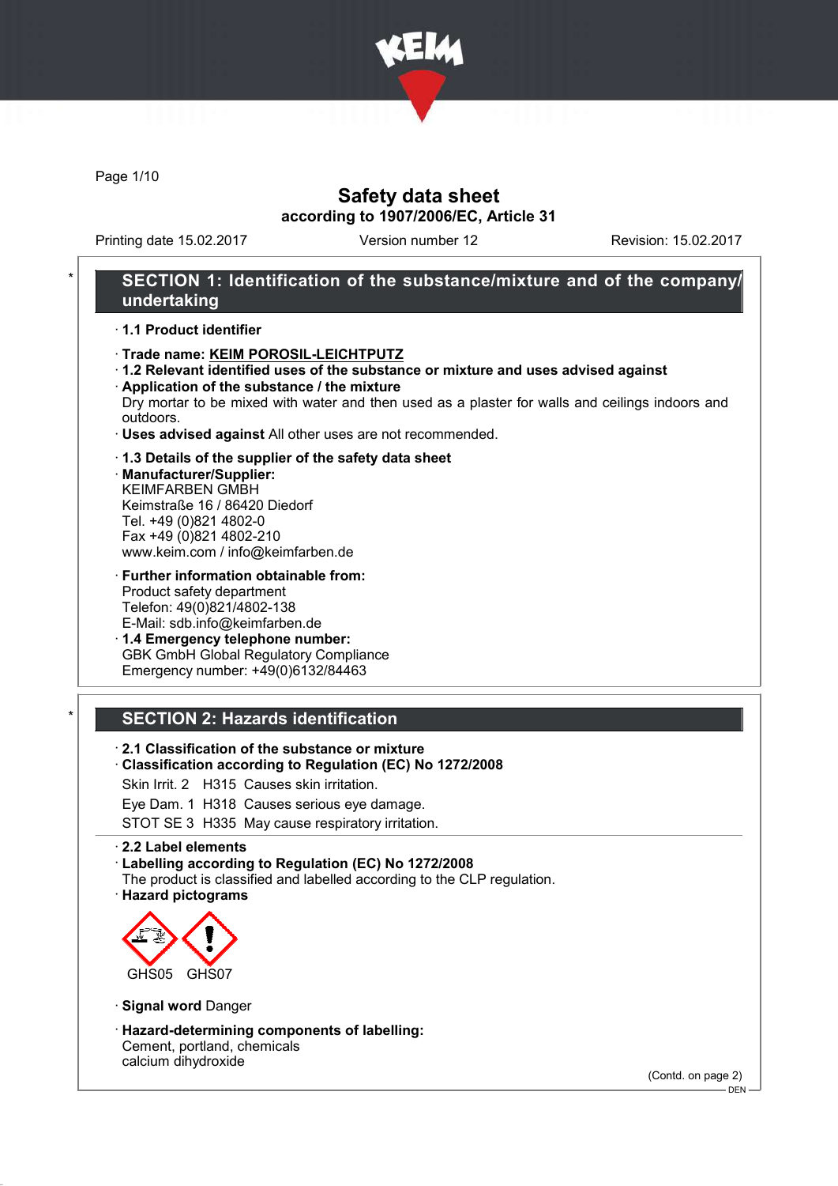# Safety data sheet

**according to 1907/2006/EC, Article 31**

Printing date 15.02.2017 | Version number 12 | Revision: 15.02.2017

## * SECTION 1: Identification of the substance/mixture and of the company/undertaking

· **1.1 Product identifier**

· **Trade name: KEIM POROSIL-LEICHTPUTZ**

· **1.2 Relevant identified uses of the substance or mixture and uses advised against**

· **Application of the substance / the mixture**

Dry mortar to be mixed with water and then used as a plaster for walls and ceilings indoors and outdoors.

· **Uses advised against** All other uses are not recommended.

· **1.3 Details of the supplier of the safety data sheet**

· **Manufacturer/Supplier:**

KEIMFARBEN GMBH
Keimstraße 16 / 86420 Diedorf
Tel. +49 (0)821 4802-0
Fax +49 (0)821 4802-210
www.keim.com / info@keimfarben.de

· **Further information obtainable from:**

Product safety department
Telefon: 49(0)821/4802-138
E-Mail: sdb.info@keimfarben.de

· **1.4 Emergency telephone number:**

GBK GmbH Global Regulatory Compliance
Emergency number: +49(0)6132/84463

## * SECTION 2: Hazards identification

· **2.1 Classification of the substance or mixture**

· **Classification according to Regulation (EC) No 1272/2008**

Skin Irrit. 2 H315 Causes skin irritation.

Eye Dam. 1 H318 Causes serious eye damage.

STOT SE 3 H335 May cause respiratory irritation.

· **2.2 Label elements**

· **Labelling according to Regulation (EC) No 1272/2008**

The product is classified and labelled according to the CLP regulation.

· **Hazard pictograms**

GHS05 GHS07

· **Signal word** Danger

· **Hazard-determining components of labelling:**

Cement, portland, chemicals
calcium dihydroxide

(Contd. on page 2)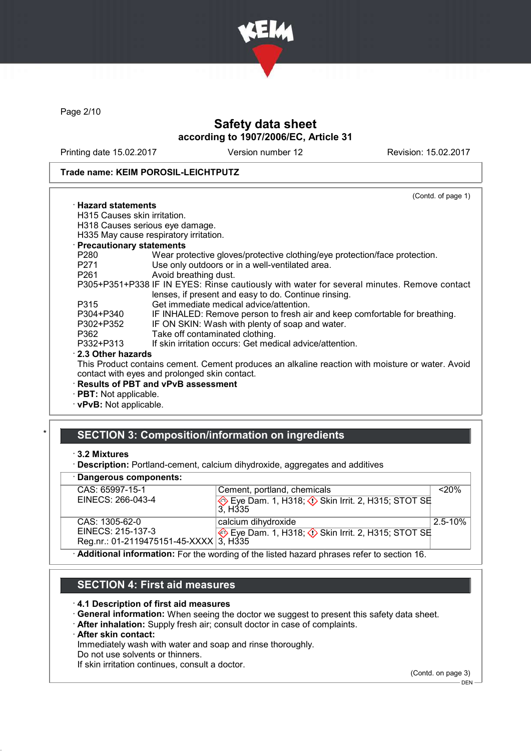Safety data sheet
according to 1907/2006/EC, Article 31

Printing date 15.02.2017 | Version number 12 | Revision: 15.02.2017

**Trade name: KEIM POROSIL-LEICHTPUTZ**

(Contd. of page 1)

· **Hazard statements**
H315 Causes skin irritation.
H318 Causes serious eye damage.
H335 May cause respiratory irritation.

· **Precautionary statements**

| | |
|---|---|
| P280 | Wear protective gloves/protective clothing/eye protection/face protection. |
| P271 | Use only outdoors or in a well-ventilated area. |
| P261 | Avoid breathing dust. |
| P305+P351+P338 | IF IN EYES: Rinse cautiously with water for several minutes. Remove contact lenses, if present and easy to do. Continue rinsing. |
| P315 | Get immediate medical advice/attention. |
| P304+P340 | IF INHALED: Remove person to fresh air and keep comfortable for breathing. |
| P302+P352 | IF ON SKIN: Wash with plenty of soap and water. |
| P362 | Take off contaminated clothing. |
| P332+P313 | If skin irritation occurs: Get medical advice/attention. |

· **2.3 Other hazards**
This Product contains cement. Cement produces an alkaline reaction with moisture or water. Avoid contact with eyes and prolonged skin contact.

· **Results of PBT and vPvB assessment**
· **PBT:** Not applicable.
· **vPvB:** Not applicable.

## SECTION 3: Composition/information on ingredients

· **3.2 Mixtures**
· **Description:** Portland-cement, calcium dihydroxide, aggregates and additives

· **Dangerous components:**

| | | |
|---|---|---|
| CAS: 65997-15-1<br>EINECS: 266-043-4 | Cement, portland, chemicals<br>Eye Dam. 1, H318; Skin Irrit. 2, H315; STOT SE 3, H335 | <20% |
| CAS: 1305-62-0<br>EINECS: 215-137-3<br>Reg.nr.: 01-2119475151-45-XXXX | calcium dihydroxide<br>Eye Dam. 1, H318; Skin Irrit. 2, H315; STOT SE 3, H335 | 2.5-10% |

· **Additional information:** For the wording of the listed hazard phrases refer to section 16.

## SECTION 4: First aid measures

· **4.1 Description of first aid measures**
· **General information:** When seeing the doctor we suggest to present this safety data sheet.
· **After inhalation:** Supply fresh air; consult doctor in case of complaints.
· **After skin contact:**
Immediately wash with water and soap and rinse thoroughly.
Do not use solvents or thinners.
If skin irritation continues, consult a doctor.

(Contd. on page 3)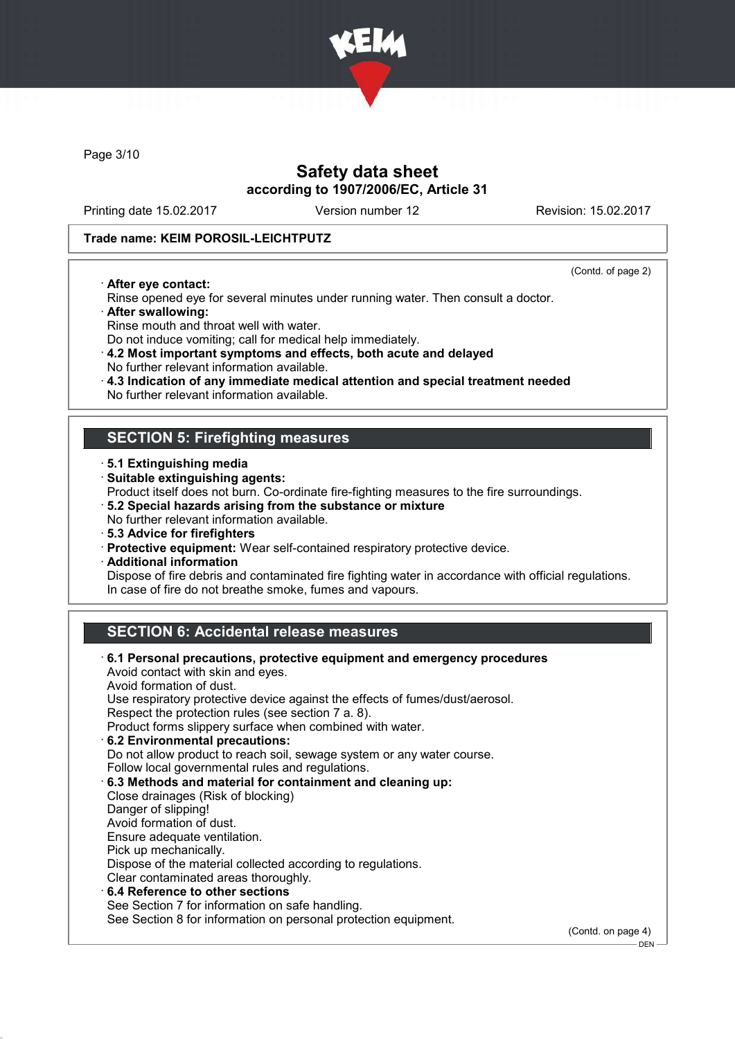(Contd. of page 2)

· **After eye contact:**
Rinse opened eye for several minutes under running water. Then consult a doctor.
· **After swallowing:**
Rinse mouth and throat well with water.
Do not induce vomiting; call for medical help immediately.
· **4.2 Most important symptoms and effects, both acute and delayed**
No further relevant information available.
· **4.3 Indication of any immediate medical attention and special treatment needed**
No further relevant information available.

## SECTION 5: Firefighting measures

· **5.1 Extinguishing media**
· **Suitable extinguishing agents:**
Product itself does not burn. Co-ordinate fire-fighting measures to the fire surroundings.
· **5.2 Special hazards arising from the substance or mixture**
No further relevant information available.
· **5.3 Advice for firefighters**
· **Protective equipment:** Wear self-contained respiratory protective device.
· **Additional information**
Dispose of fire debris and contaminated fire fighting water in accordance with official regulations.
In case of fire do not breathe smoke, fumes and vapours.

## SECTION 6: Accidental release measures

· **6.1 Personal precautions, protective equipment and emergency procedures**
Avoid contact with skin and eyes.
Avoid formation of dust.
Use respiratory protective device against the effects of fumes/dust/aerosol.
Respect the protection rules (see section 7 a. 8).
Product forms slippery surface when combined with water.
· **6.2 Environmental precautions:**
Do not allow product to reach soil, sewage system or any water course.
Follow local governmental rules and regulations.
· **6.3 Methods and material for containment and cleaning up:**
Close drainages (Risk of blocking)
Danger of slipping!
Avoid formation of dust.
Ensure adequate ventilation.
Pick up mechanically.
Dispose of the material collected according to regulations.
Clear contaminated areas thoroughly.
· **6.4 Reference to other sections**
See Section 7 for information on safe handling.
See Section 8 for information on personal protection equipment.

(Contd. on page 4)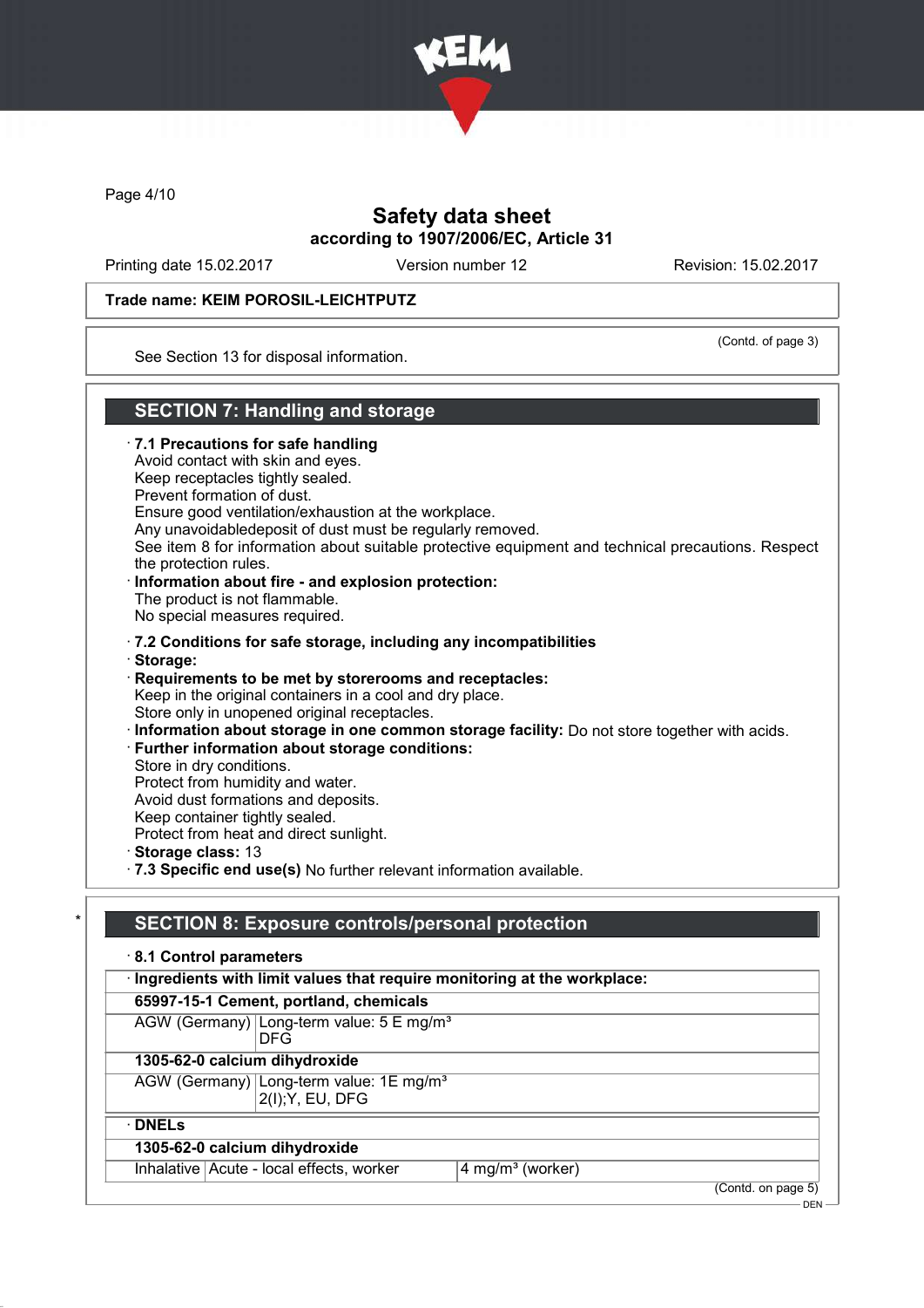Trade name: KEIM POROSIL-LEICHTPUTZ

(Contd. of page 3)

See Section 13 for disposal information.

## SECTION 7: Handling and storage

· **7.1 Precautions for safe handling**
Avoid contact with skin and eyes.
Keep receptacles tightly sealed.
Prevent formation of dust.
Ensure good ventilation/exhaustion at the workplace.
Any unavoidabledeposit of dust must be regularly removed.
See item 8 for information about suitable protective equipment and technical precautions. Respect the protection rules.

· **Information about fire - and explosion protection:**
The product is not flammable.
No special measures required.

· **7.2 Conditions for safe storage, including any incompatibilities**
· **Storage:**
· **Requirements to be met by storerooms and receptacles:**
Keep in the original containers in a cool and dry place.
Store only in unopened original receptacles.
· **Information about storage in one common storage facility:** Do not store together with acids.
· **Further information about storage conditions:**
Store in dry conditions.
Protect from humidity and water.
Avoid dust formations and deposits.
Keep container tightly sealed.
Protect from heat and direct sunlight.
· **Storage class:** 13
· **7.3 Specific end use(s)** No further relevant information available.

## * SECTION 8: Exposure controls/personal protection

· **8.1 Control parameters**

| · **Ingredients with limit values that require monitoring at the workplace:** | |
|---|---|
| **65997-15-1 Cement, portland, chemicals** | |
| AGW (Germany) | Long-term value: 5 E mg/m³<br>DFG |
| **1305-62-0 calcium dihydroxide** | |
| AGW (Germany) | Long-term value: 1E mg/m³<br>2(I);Y, EU, DFG |

| · **DNELs** | | |
|---|---|---|
| **1305-62-0 calcium dihydroxide** | | |
| Inhalative | Acute - local effects, worker | 4 mg/m³ (worker) |

(Contd. on page 5)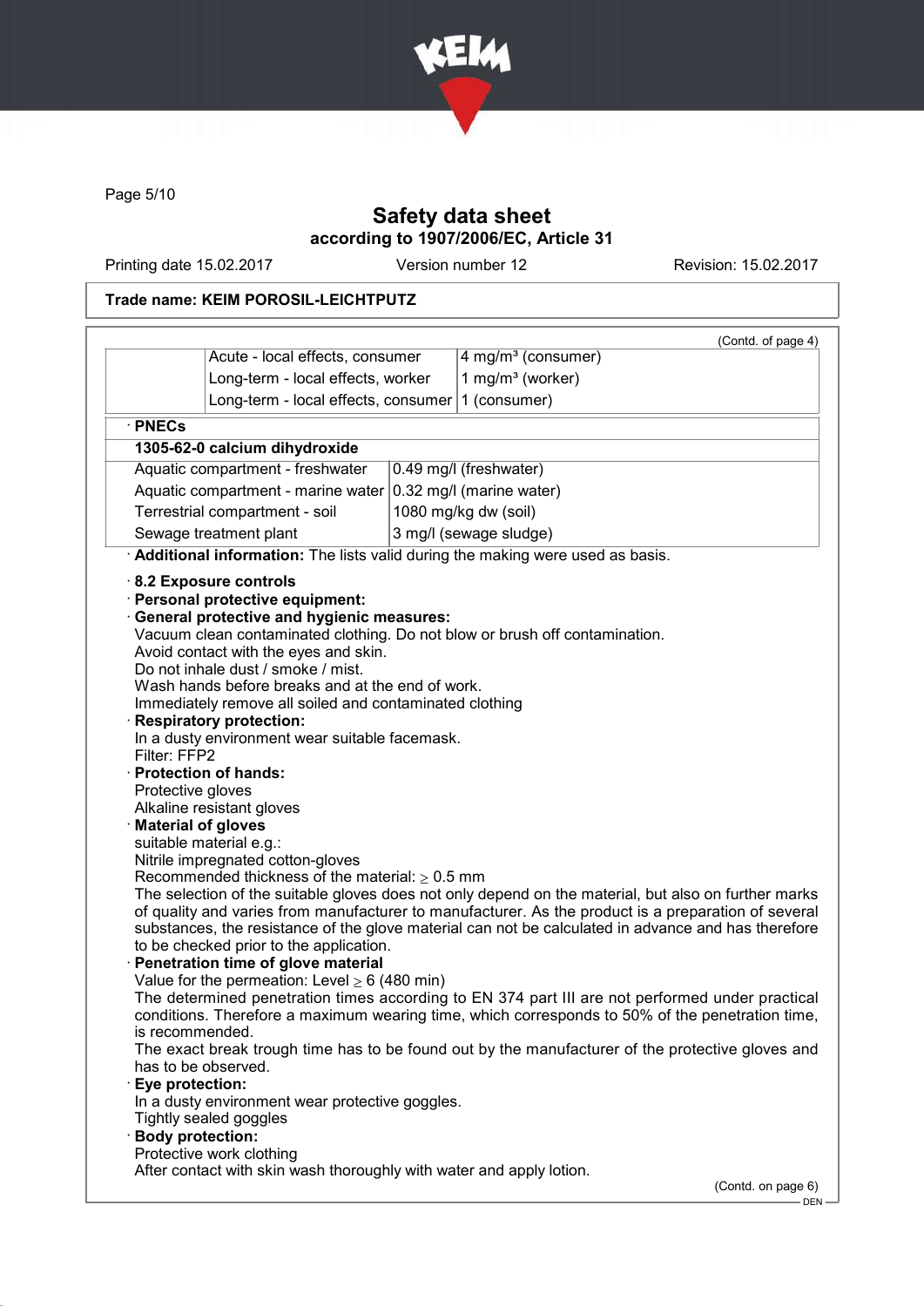Safety data sheet
according to 1907/2006/EC, Article 31

Printing date 15.02.2017 Version number 12 Revision: 15.02.2017

**Trade name: KEIM POROSIL-LEICHTPUTZ**

(Contd. of page 4)

| | | |
|---|---|---|
| | Acute - local effects, consumer | 4 mg/m³ (consumer) |
| | Long-term - local effects, worker | 1 mg/m³ (worker) |
| | Long-term - local effects, consumer | 1 (consumer) |

· **PNECs**

| **1305-62-0 calcium dihydroxide** | |
|---|---|
| Aquatic compartment - freshwater | 0.49 mg/l (freshwater) |
| Aquatic compartment - marine water | 0.32 mg/l (marine water) |
| Terrestrial compartment - soil | 1080 mg/kg dw (soil) |
| Sewage treatment plant | 3 mg/l (sewage sludge) |

· **Additional information:** The lists valid during the making were used as basis.

· **8.2 Exposure controls**

· **Personal protective equipment:**

· **General protective and hygienic measures:**
Vacuum clean contaminated clothing. Do not blow or brush off contamination.
Avoid contact with the eyes and skin.
Do not inhale dust / smoke / mist.
Wash hands before breaks and at the end of work.
Immediately remove all soiled and contaminated clothing

· **Respiratory protection:**
In a dusty environment wear suitable facemask.
Filter: FFP2

· **Protection of hands:**
Protective gloves
Alkaline resistant gloves

· **Material of gloves**
suitable material e.g.:
Nitrile impregnated cotton-gloves
Recommended thickness of the material: ≥ 0.5 mm
The selection of the suitable gloves does not only depend on the material, but also on further marks of quality and varies from manufacturer to manufacturer. As the product is a preparation of several substances, the resistance of the glove material can not be calculated in advance and has therefore to be checked prior to the application.

· **Penetration time of glove material**
Value for the permeation: Level ≥ 6 (480 min)
The determined penetration times according to EN 374 part III are not performed under practical conditions. Therefore a maximum wearing time, which corresponds to 50% of the penetration time, is recommended.
The exact break trough time has to be found out by the manufacturer of the protective gloves and has to be observed.

· **Eye protection:**
In a dusty environment wear protective goggles.
Tightly sealed goggles

· **Body protection:**
Protective work clothing
After contact with skin wash thoroughly with water and apply lotion.

(Contd. on page 6)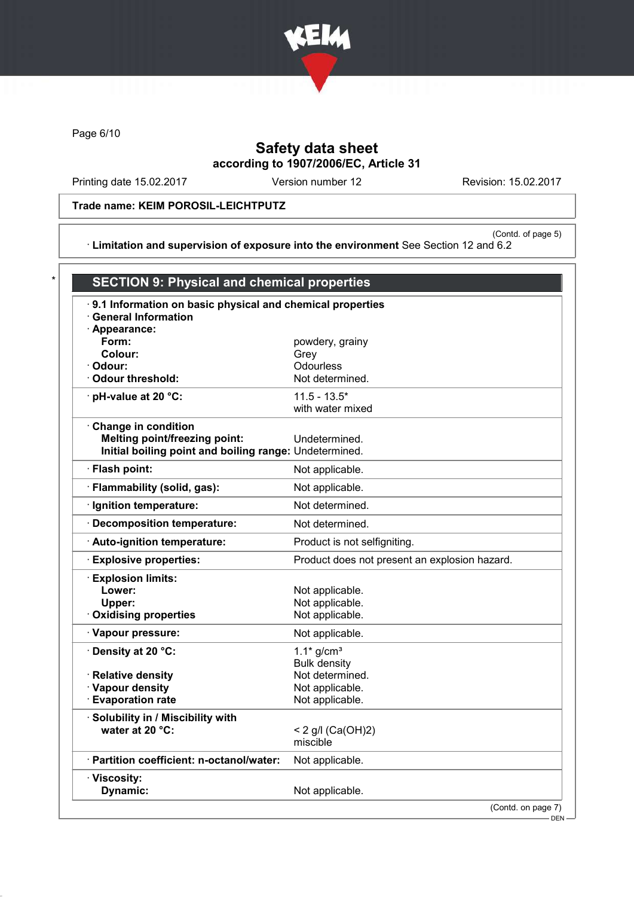Trade name: KEIM POROSIL-LEICHTPUTZ

(Contd. of page 5)

· **Limitation and supervision of exposure into the environment** See Section 12 and 6.2

## * SECTION 9: Physical and chemical properties

· **9.1 Information on basic physical and chemical properties**

· **General Information**

| Property | Value |
|---|---|
| · **Appearance:** | |
| **Form:** | powdery, grainy |
| **Colour:** | Grey |
| · **Odour:** | Odourless |
| · **Odour threshold:** | Not determined. |
| · **pH-value at 20 °C:** | 11.5 - 13.5* with water mixed |
| · **Change in condition** | |
| **Melting point/freezing point:** | Undetermined. |
| **Initial boiling point and boiling range:** | Undetermined. |
| · **Flash point:** | Not applicable. |
| · **Flammability (solid, gas):** | Not applicable. |
| · **Ignition temperature:** | Not determined. |
| · **Decomposition temperature:** | Not determined. |
| · **Auto-ignition temperature:** | Product is not selfigniting. |
| · **Explosive properties:** | Product does not present an explosion hazard. |
| · **Explosion limits:** | |
| **Lower:** | Not applicable. |
| **Upper:** | Not applicable. |
| · **Oxidising properties** | Not applicable. |
| · **Vapour pressure:** | Not applicable. |
| · **Density at 20 °C:** | 1.1* g/cm³ Bulk density |
| · **Relative density** | Not determined. |
| · **Vapour density** | Not applicable. |
| · **Evaporation rate** | Not applicable. |
| · **Solubility in / Miscibility with water at 20 °C:** | < 2 g/l ($Ca(OH)_2$) miscible |
| · **Partition coefficient: n-octanol/water:** | Not applicable. |
| · **Viscosity:** | |
| **Dynamic:** | Not applicable. |

(Contd. on page 7)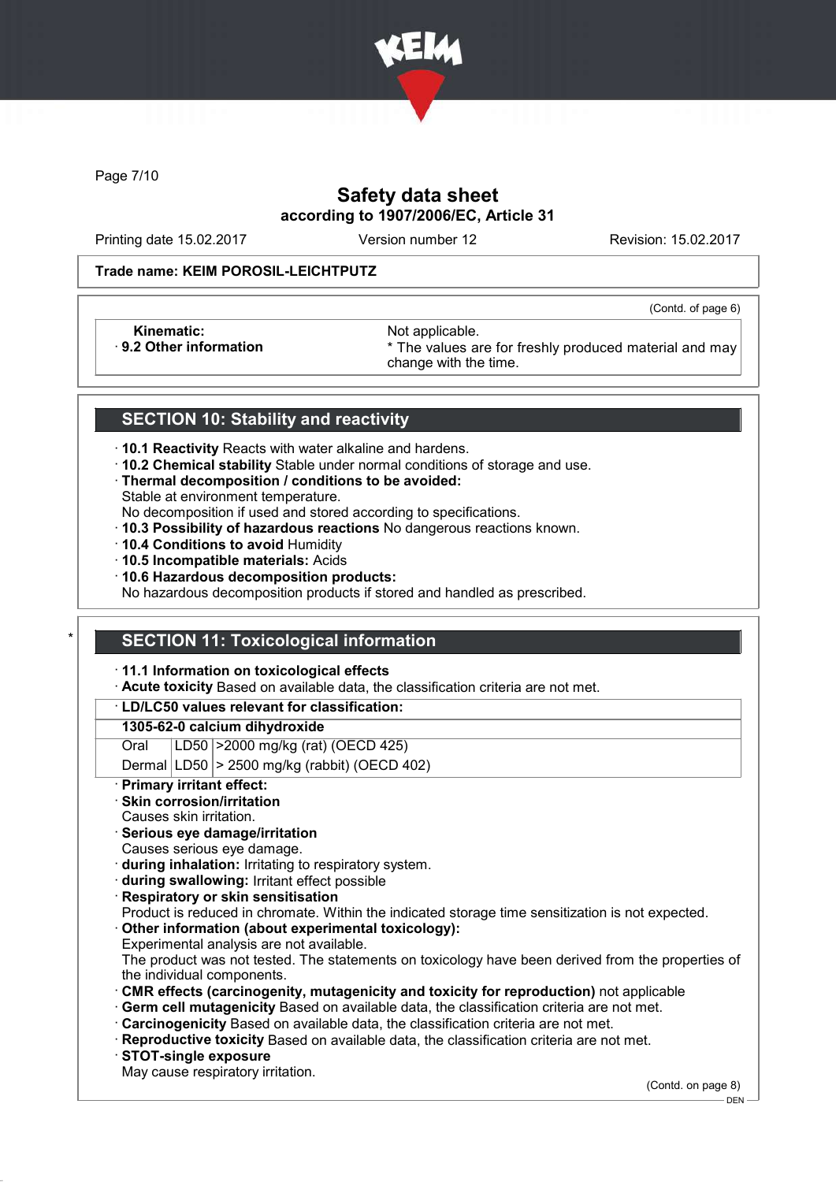# Safety data sheet
## according to 1907/2006/EC, Article 31

Printing date 15.02.2017 Version number 12 Revision: 15.02.2017

**Trade name: KEIM POROSIL-LEICHTPUTZ**

(Contd. of page 6)

| | |
|---|---|
| **Kinematic:** | Not applicable. |
| · **9.2 Other information** | * The values are for freshly produced material and may change with the time. |

## SECTION 10: Stability and reactivity

· **10.1 Reactivity** Reacts with water alkaline and hardens.
· **10.2 Chemical stability** Stable under normal conditions of storage and use.
· **Thermal decomposition / conditions to be avoided:**
Stable at environment temperature.
No decomposition if used and stored according to specifications.
· **10.3 Possibility of hazardous reactions** No dangerous reactions known.
· **10.4 Conditions to avoid** Humidity
· **10.5 Incompatible materials:** Acids
· **10.6 Hazardous decomposition products:**
No hazardous decomposition products if stored and handled as prescribed.

## * SECTION 11: Toxicological information

· **11.1 Information on toxicological effects**
· **Acute toxicity** Based on available data, the classification criteria are not met.

| · **LD/LC50 values relevant for classification:** | | |
|---|---|---|
| **1305-62-0 calcium dihydroxide** | | |
| Oral | LD50 | >2000 mg/kg (rat) (OECD 425) |
| Dermal | LD50 | > 2500 mg/kg (rabbit) (OECD 402) |

· **Primary irritant effect:**
· **Skin corrosion/irritation**
Causes skin irritation.
· **Serious eye damage/irritation**
Causes serious eye damage.
· **during inhalation:** Irritating to respiratory system.
· **during swallowing:** Irritant effect possible
· **Respiratory or skin sensitisation**
Product is reduced in chromate. Within the indicated storage time sensitization is not expected.
· **Other information (about experimental toxicology):**
Experimental analysis are not available.
The product was not tested. The statements on toxicology have been derived from the properties of the individual components.
· **CMR effects (carcinogenity, mutagenicity and toxicity for reproduction)** not applicable
· **Germ cell mutagenicity** Based on available data, the classification criteria are not met.
· **Carcinogenicity** Based on available data, the classification criteria are not met.
· **Reproductive toxicity** Based on available data, the classification criteria are not met.
· **STOT-single exposure**
May cause respiratory irritation.

(Contd. on page 8)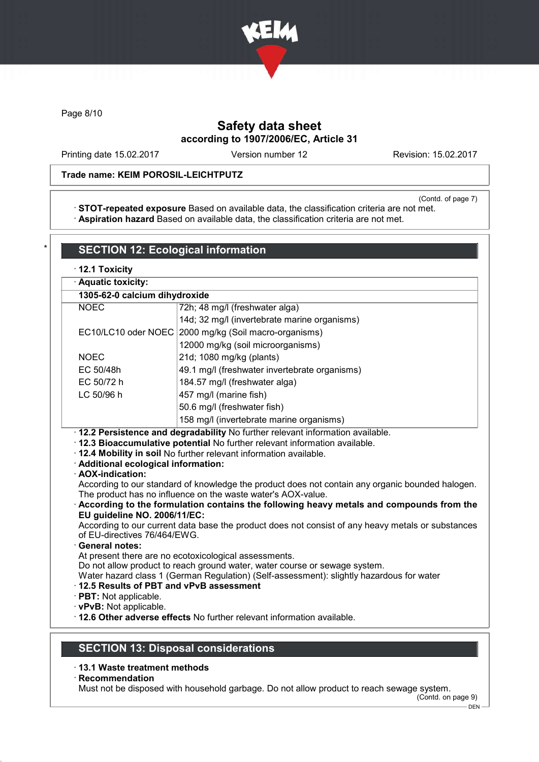**Safety data sheet**
**according to 1907/2006/EC, Article 31**

Printing date 15.02.2017 Version number 12 Revision: 15.02.2017

**Trade name: KEIM POROSIL-LEICHTPUTZ**

(Contd. of page 7)

· **STOT-repeated exposure** Based on available data, the classification criteria are not met.
· **Aspiration hazard** Based on available data, the classification criteria are not met.

## SECTION 12: Ecological information

· **12.1 Toxicity**

| · **Aquatic toxicity:** | |
|---|---|
| **1305-62-0 calcium dihydroxide** | |
| NOEC | 72h; 48 mg/l (freshwater alga) |
| | 14d; 32 mg/l (invertebrate marine organisms) |
| EC10/LC10 oder NOEC | 2000 mg/kg (Soil macro-organisms) |
| | 12000 mg/kg (soil microorganisms) |
| NOEC | 21d; 1080 mg/kg (plants) |
| EC 50/48h | 49.1 mg/l (freshwater invertebrate organisms) |
| EC 50/72 h | 184.57 mg/l (freshwater alga) |
| LC 50/96 h | 457 mg/l (marine fish) |
| | 50.6 mg/l (freshwater fish) |
| | 158 mg/l (invertebrate marine organisms) |

· **12.2 Persistence and degradability** No further relevant information available.
· **12.3 Bioaccumulative potential** No further relevant information available.
· **12.4 Mobility in soil** No further relevant information available.
· **Additional ecological information:**
· **AOX-indication:**
According to our standard of knowledge the product does not contain any organic bounded halogen. The product has no influence on the waste water's AOX-value.
· **According to the formulation contains the following heavy metals and compounds from the EU guideline NO. 2006/11/EC:**
According to our current data base the product does not consist of any heavy metals or substances of EU-directives 76/464/EWG.
· **General notes:**
At present there are no ecotoxicological assessments.
Do not allow product to reach ground water, water course or sewage system.
Water hazard class 1 (German Regulation) (Self-assessment): slightly hazardous for water
· **12.5 Results of PBT and vPvB assessment**
· **PBT:** Not applicable.
· **vPvB:** Not applicable.
· **12.6 Other adverse effects** No further relevant information available.

## SECTION 13: Disposal considerations

· **13.1 Waste treatment methods**
· **Recommendation**
Must not be disposed with household garbage. Do not allow product to reach sewage system.

(Contd. on page 9)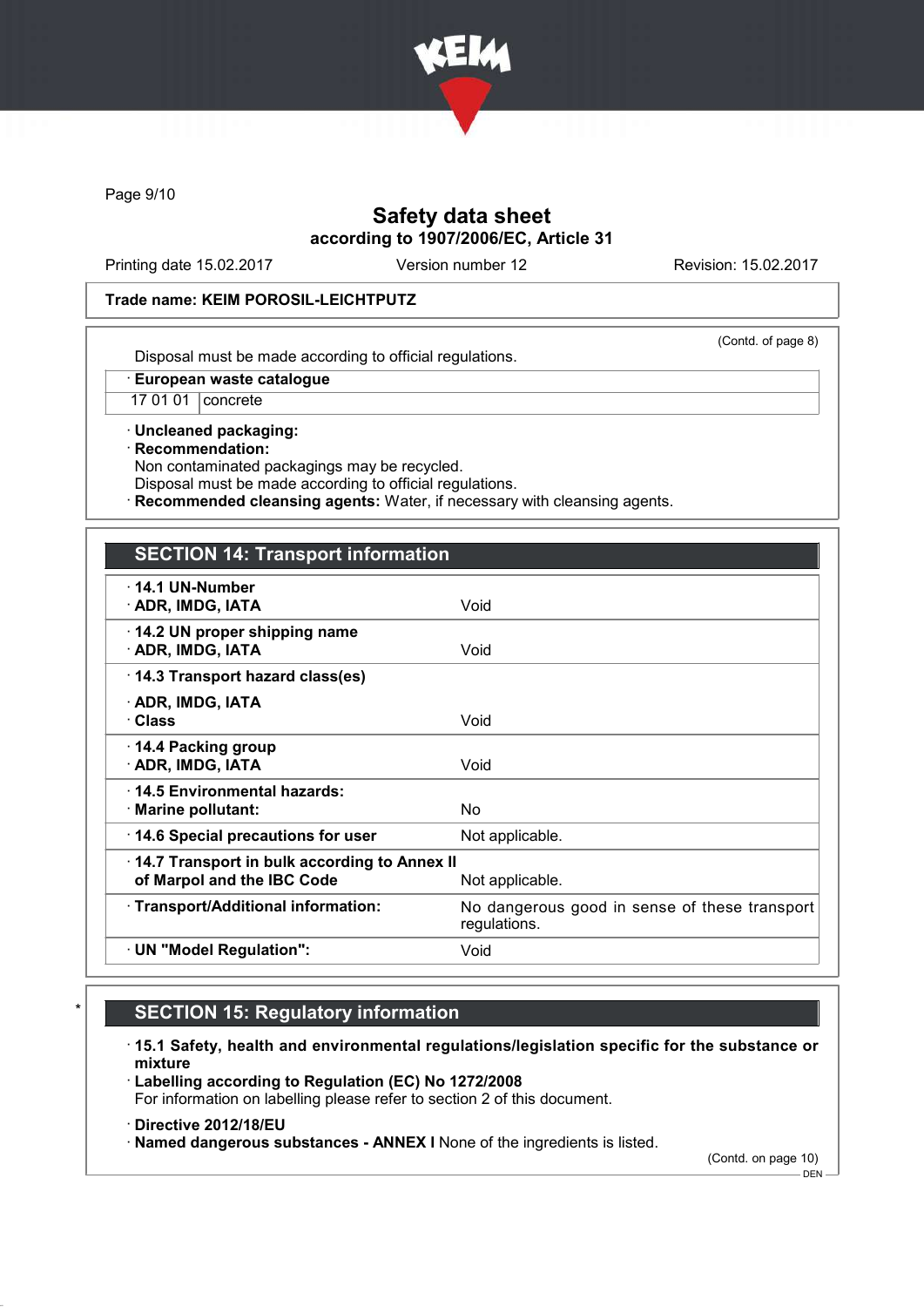Trade name: KEIM POROSIL-LEICHTPUTZ

(Contd. of page 8)

Disposal must be made according to official regulations.

| · European waste catalogue | |
|---|---|
| 17 01 01 | concrete |

· **Uncleaned packaging:**
· **Recommendation:**
Non contaminated packagings may be recycled.
Disposal must be made according to official regulations.
· **Recommended cleansing agents:** Water, if necessary with cleansing agents.

## SECTION 14: Transport information

| | |
|---|---|
| **· 14.1 UN-Number** <br> **· ADR, IMDG, IATA** | Void |
| **· 14.2 UN proper shipping name** <br> **· ADR, IMDG, IATA** | Void |
| **· 14.3 Transport hazard class(es)** <br> **· ADR, IMDG, IATA** <br> **· Class** | Void |
| **· 14.4 Packing group** <br> **· ADR, IMDG, IATA** | Void |
| **· 14.5 Environmental hazards:** <br> **· Marine pollutant:** | No |
| **· 14.6 Special precautions for user** | Not applicable. |
| **· 14.7 Transport in bulk according to Annex II of Marpol and the IBC Code** | Not applicable. |
| **· Transport/Additional information:** | No dangerous good in sense of these transport regulations. |
| **· UN "Model Regulation":** | Void |

## * SECTION 15: Regulatory information

· **15.1 Safety, health and environmental regulations/legislation specific for the substance or mixture**
· **Labelling according to Regulation (EC) No 1272/2008**
For information on labelling please refer to section 2 of this document.

· **Directive 2012/18/EU**
· **Named dangerous substances - ANNEX I** None of the ingredients is listed.

(Contd. on page 10)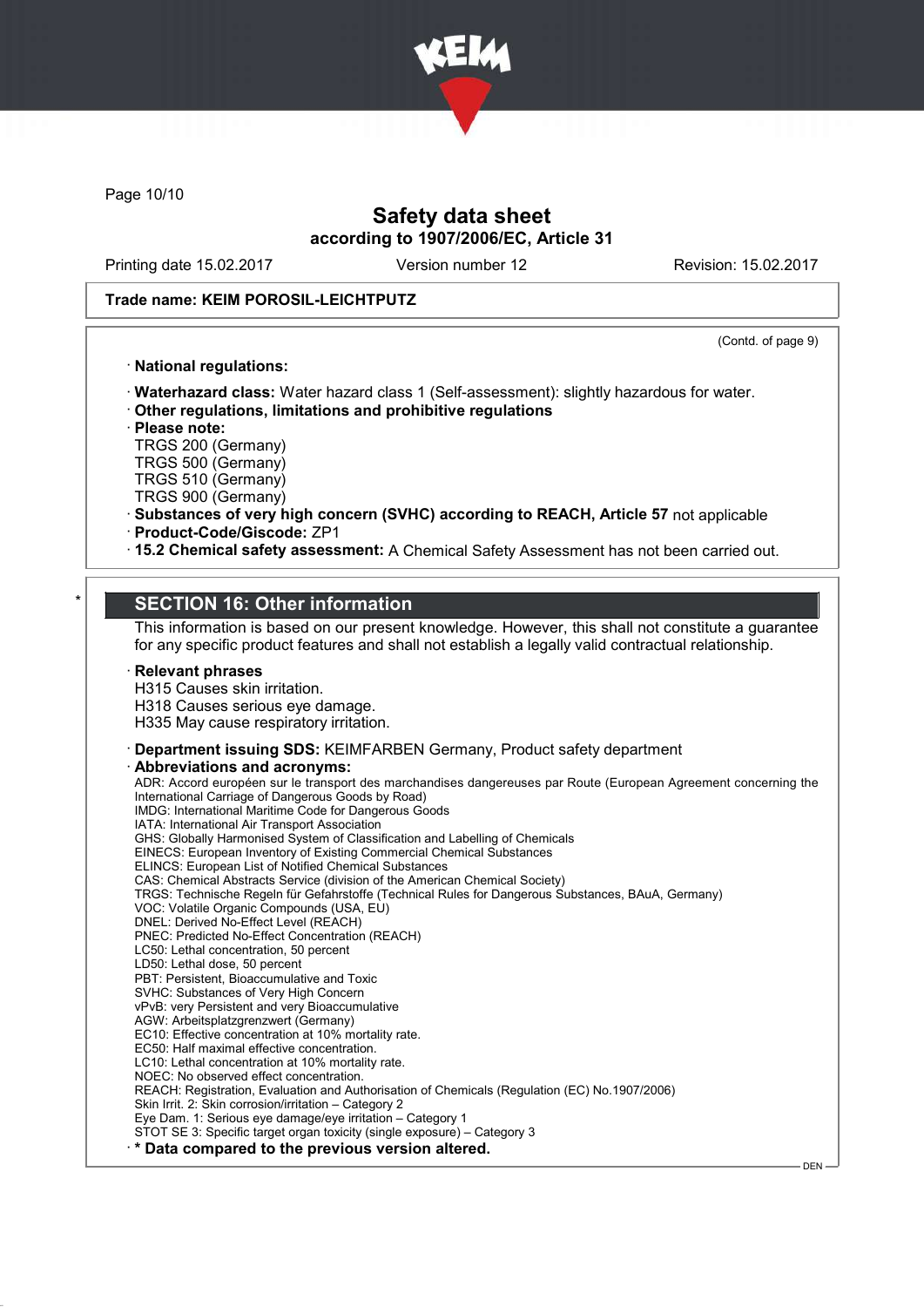(Contd. of page 9)

· **National regulations:**

· **Waterhazard class:** Water hazard class 1 (Self-assessment): slightly hazardous for water.
· **Other regulations, limitations and prohibitive regulations**
· **Please note:**
TRGS 200 (Germany)
TRGS 500 (Germany)
TRGS 510 (Germany)
TRGS 900 (Germany)
· **Substances of very high concern (SVHC) according to REACH, Article 57** not applicable
· **Product-Code/Giscode:** ZP1
· **15.2 Chemical safety assessment:** A Chemical Safety Assessment has not been carried out.

## * SECTION 16: Other information

This information is based on our present knowledge. However, this shall not constitute a guarantee for any specific product features and shall not establish a legally valid contractual relationship.

· **Relevant phrases**
H315 Causes skin irritation.
H318 Causes serious eye damage.
H335 May cause respiratory irritation.

· **Department issuing SDS:** KEIMFARBEN Germany, Product safety department
· **Abbreviations and acronyms:**
ADR: Accord européen sur le transport des marchandises dangereuses par Route (European Agreement concerning the International Carriage of Dangerous Goods by Road)
IMDG: International Maritime Code for Dangerous Goods
IATA: International Air Transport Association
GHS: Globally Harmonised System of Classification and Labelling of Chemicals
EINECS: European Inventory of Existing Commercial Chemical Substances
ELINCS: European List of Notified Chemical Substances
CAS: Chemical Abstracts Service (division of the American Chemical Society)
TRGS: Technische Regeln für Gefahrstoffe (Technical Rules for Dangerous Substances, BAuA, Germany)
VOC: Volatile Organic Compounds (USA, EU)
DNEL: Derived No-Effect Level (REACH)
PNEC: Predicted No-Effect Concentration (REACH)
LC50: Lethal concentration, 50 percent
LD50: Lethal dose, 50 percent
PBT: Persistent, Bioaccumulative and Toxic
SVHC: Substances of Very High Concern
vPvB: very Persistent and very Bioaccumulative
AGW: Arbeitsplatzgrenzwert (Germany)
EC10: Effective concentration at 10% mortality rate.
EC50: Half maximal effective concentration.
LC10: Lethal concentration at 10% mortality rate.
NOEC: No observed effect concentration.
REACH: Registration, Evaluation and Authorisation of Chemicals (Regulation (EC) No.1907/2006)
Skin Irrit. 2: Skin corrosion/irritation – Category 2
Eye Dam. 1: Serious eye damage/eye irritation – Category 1
STOT SE 3: Specific target organ toxicity (single exposure) – Category 3
· * **Data compared to the previous version altered.**